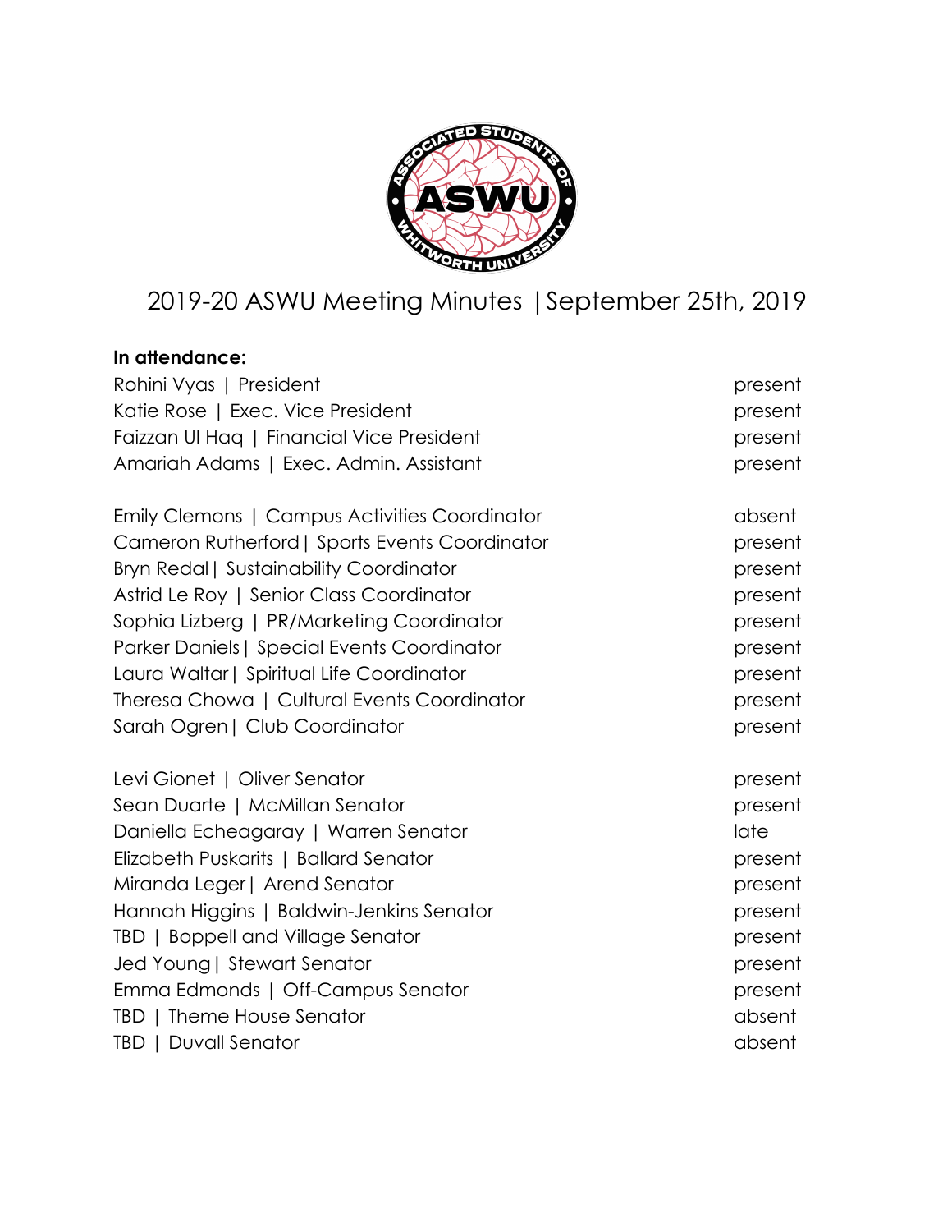# 2019-20 ASWU Meeting Minutes |September 25th, 2019

**In attendance:**

| | |
|---|---|
| Rohini Vyas \| President | present |
| Katie Rose \| Exec. Vice President | present |
| Faizzan Ul Haq \| Financial Vice President | present |
| Amariah Adams \| Exec. Admin. Assistant | present |
| | |
| Emily Clemons \| Campus Activities Coordinator | absent |
| Cameron Rutherford\| Sports Events Coordinator | present |
| Bryn Redal\| Sustainability Coordinator | present |
| Astrid Le Roy \| Senior Class Coordinator | present |
| Sophia Lizberg \| PR/Marketing Coordinator | present |
| Parker Daniels\| Special Events Coordinator | present |
| Laura Waltar\| Spiritual Life Coordinator | present |
| Theresa Chowa \| Cultural Events Coordinator | present |
| Sarah Ogren\| Club Coordinator | present |
| | |
| Levi Gionet \| Oliver Senator | present |
| Sean Duarte \| McMillan Senator | present |
| Daniella Echeagaray \| Warren Senator | late |
| Elizabeth Puskarits \| Ballard Senator | present |
| Miranda Leger\| Arend Senator | present |
| Hannah Higgins \| Baldwin-Jenkins Senator | present |
| TBD \| Boppell and Village Senator | present |
| Jed Young\| Stewart Senator | present |
| Emma Edmonds \| Off-Campus Senator | present |
| TBD \| Theme House Senator | absent |
| TBD \| Duvall Senator | absent |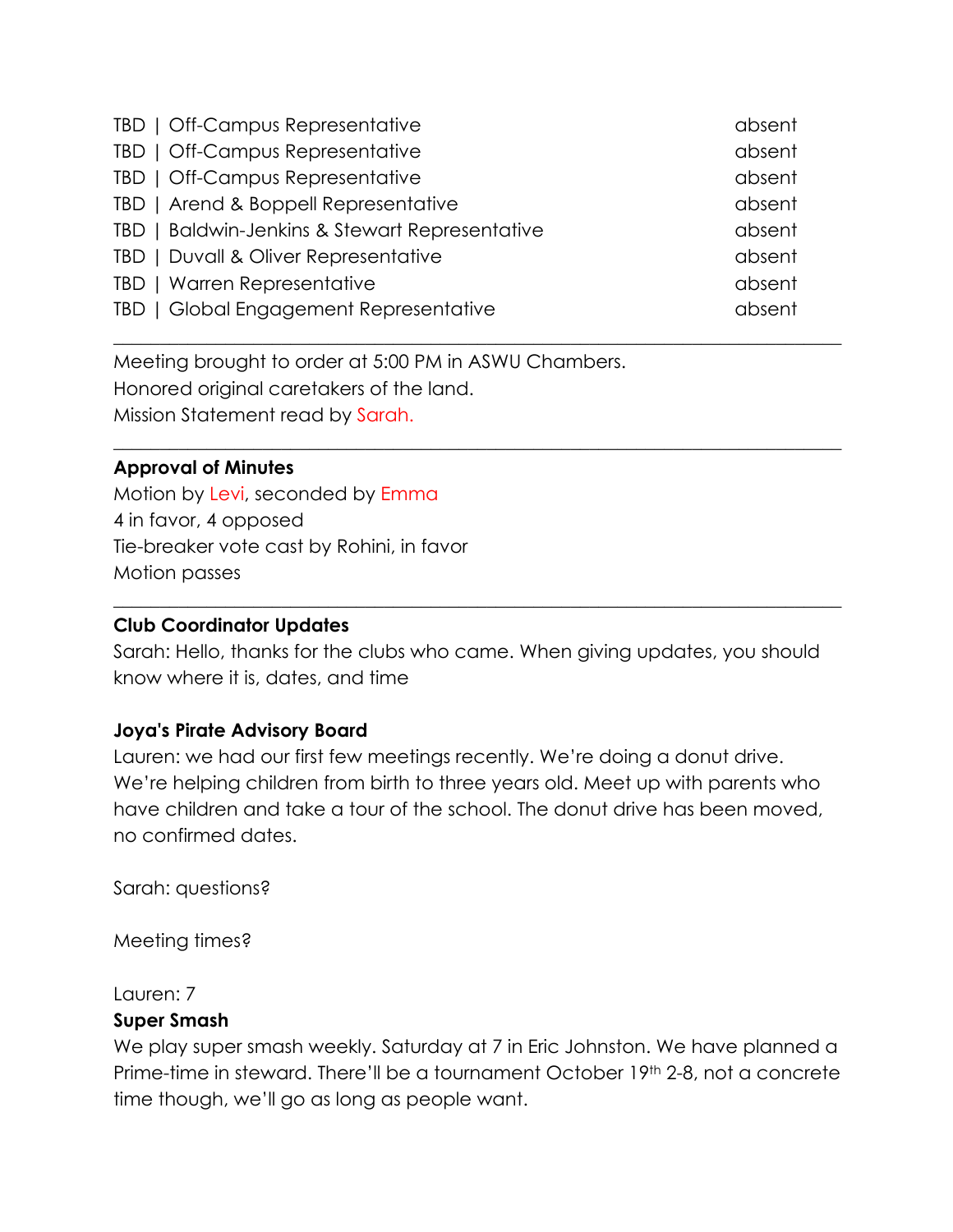| | |
|---|---|
| TBD \| Off-Campus Representative | absent |
| TBD \| Off-Campus Representative | absent |
| TBD \| Off-Campus Representative | absent |
| TBD \| Arend & Boppell Representative | absent |
| TBD \| Baldwin-Jenkins & Stewart Representative | absent |
| TBD \| Duvall & Oliver Representative | absent |
| TBD \| Warren Representative | absent |
| TBD \| Global Engagement Representative | absent |

---

Meeting brought to order at 5:00 PM in ASWU Chambers.
Honored original caretakers of the land.
Mission Statement read by Sarah.

---

**Approval of Minutes**
Motion by Levi, seconded by Emma
4 in favor, 4 opposed
Tie-breaker vote cast by Rohini, in favor
Motion passes

---

**Club Coordinator Updates**
Sarah: Hello, thanks for the clubs who came. When giving updates, you should know where it is, dates, and time

**Joya's Pirate Advisory Board**
Lauren: we had our first few meetings recently. We're doing a donut drive. We're helping children from birth to three years old. Meet up with parents who have children and take a tour of the school. The donut drive has been moved, no confirmed dates.

Sarah: questions?

Meeting times?

Lauren: 7
**Super Smash**
We play super smash weekly. Saturday at 7 in Eric Johnston. We have planned a Prime-time in steward. There'll be a tournament October 19th 2-8, not a concrete time though, we'll go as long as people want.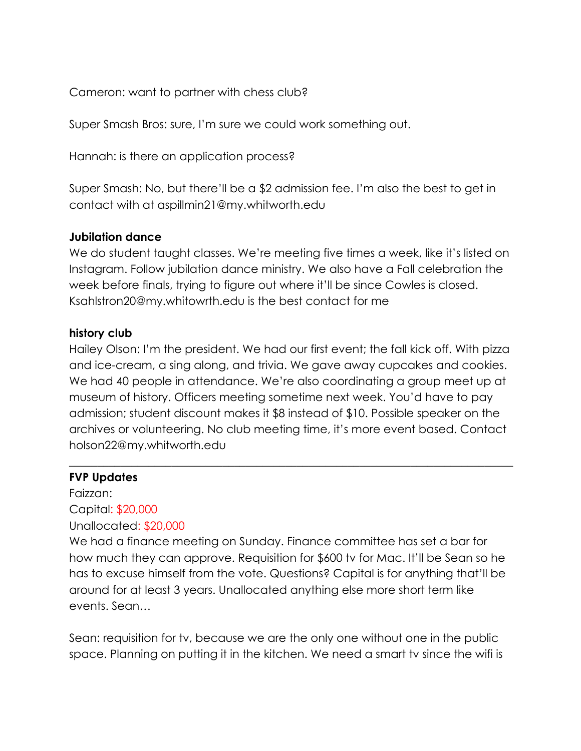Cameron: want to partner with chess club?

Super Smash Bros: sure, I'm sure we could work something out.

Hannah: is there an application process?

Super Smash: No, but there'll be a $2 admission fee. I'm also the best to get in contact with at aspillmin21@my.whitworth.edu

**Jubilation dance**
We do student taught classes. We're meeting five times a week, like it's listed on Instagram. Follow jubilation dance ministry. We also have a Fall celebration the week before finals, trying to figure out where it'll be since Cowles is closed. Ksahlstron20@my.whitowrth.edu is the best contact for me

**history club**
Hailey Olson: I'm the president. We had our first event; the fall kick off. With pizza and ice-cream, a sing along, and trivia. We gave away cupcakes and cookies. We had 40 people in attendance. We're also coordinating a group meet up at museum of history. Officers meeting sometime next week. You'd have to pay admission; student discount makes it $8 instead of $10. Possible speaker on the archives or volunteering. No club meeting time, it's more event based. Contact holson22@my.whitworth.edu

---

**FVP Updates**
Faizzan:
Capital: $20,000
Unallocated: $20,000
We had a finance meeting on Sunday. Finance committee has set a bar for how much they can approve. Requisition for $600 tv for Mac. It'll be Sean so he has to excuse himself from the vote. Questions? Capital is for anything that'll be around for at least 3 years. Unallocated anything else more short term like events. Sean…

Sean: requisition for tv, because we are the only one without one in the public space. Planning on putting it in the kitchen. We need a smart tv since the wifi is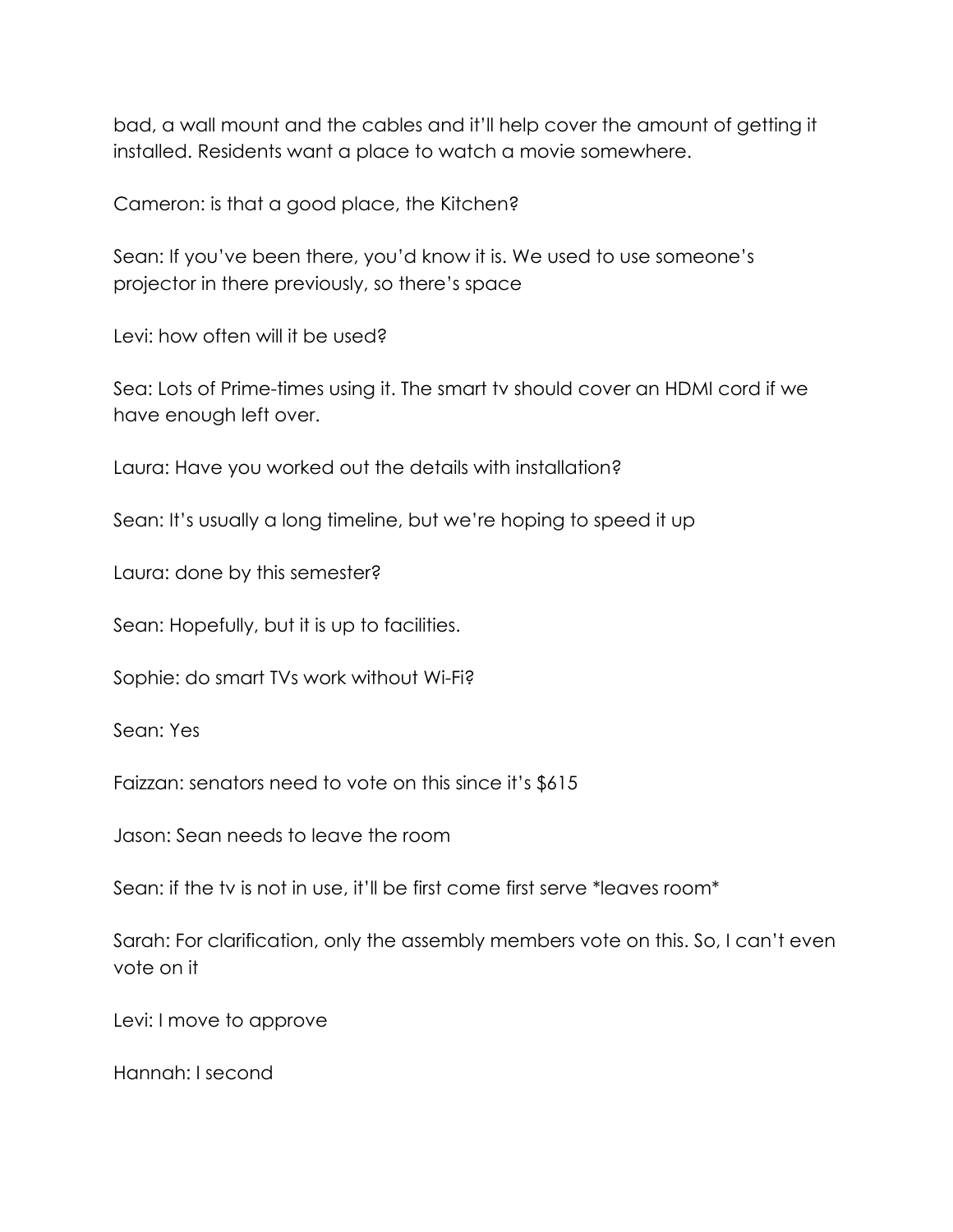bad, a wall mount and the cables and it'll help cover the amount of getting it installed. Residents want a place to watch a movie somewhere.

Cameron: is that a good place, the Kitchen?

Sean: If you've been there, you'd know it is. We used to use someone's projector in there previously, so there's space

Levi: how often will it be used?

Sea: Lots of Prime-times using it. The smart tv should cover an HDMI cord if we have enough left over.

Laura: Have you worked out the details with installation?

Sean: It's usually a long timeline, but we're hoping to speed it up

Laura: done by this semester?

Sean: Hopefully, but it is up to facilities.

Sophie: do smart TVs work without Wi-Fi?

Sean: Yes

Faizzan: senators need to vote on this since it's $615

Jason: Sean needs to leave the room

Sean: if the tv is not in use, it'll be first come first serve *leaves room*

Sarah: For clarification, only the assembly members vote on this. So, I can't even vote on it

Levi: I move to approve

Hannah: I second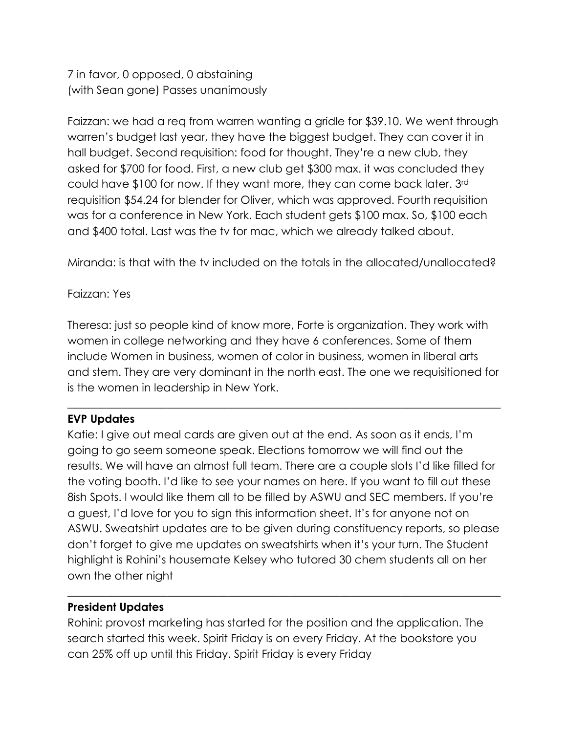7 in favor, 0 opposed, 0 abstaining
(with Sean gone) Passes unanimously

Faizzan: we had a req from warren wanting a gridle for $39.10. We went through warren's budget last year, they have the biggest budget. They can cover it in hall budget. Second requisition: food for thought. They're a new club, they asked for $700 for food. First, a new club get $300 max. it was concluded they could have $100 for now. If they want more, they can come back later. 3rd requisition $54.24 for blender for Oliver, which was approved. Fourth requisition was for a conference in New York. Each student gets $100 max. So, $100 each and $400 total. Last was the tv for mac, which we already talked about.

Miranda: is that with the tv included on the totals in the allocated/unallocated?

Faizzan: Yes

Theresa: just so people kind of know more, Forte is organization. They work with women in college networking and they have 6 conferences. Some of them include Women in business, women of color in business, women in liberal arts and stem. They are very dominant in the north east. The one we requisitioned for is the women in leadership in New York.

---

**EVP Updates**

Katie: I give out meal cards are given out at the end. As soon as it ends, I'm going to go seem someone speak. Elections tomorrow we will find out the results. We will have an almost full team. There are a couple slots I'd like filled for the voting booth. I'd like to see your names on here. If you want to fill out these 8ish Spots. I would like them all to be filled by ASWU and SEC members. If you're a guest, I'd love for you to sign this information sheet. It's for anyone not on ASWU. Sweatshirt updates are to be given during constituency reports, so please don't forget to give me updates on sweatshirts when it's your turn. The Student highlight is Rohini's housemate Kelsey who tutored 30 chem students all on her own the other night

---

**President Updates**

Rohini: provost marketing has started for the position and the application. The search started this week. Spirit Friday is on every Friday. At the bookstore you can 25% off up until this Friday. Spirit Friday is every Friday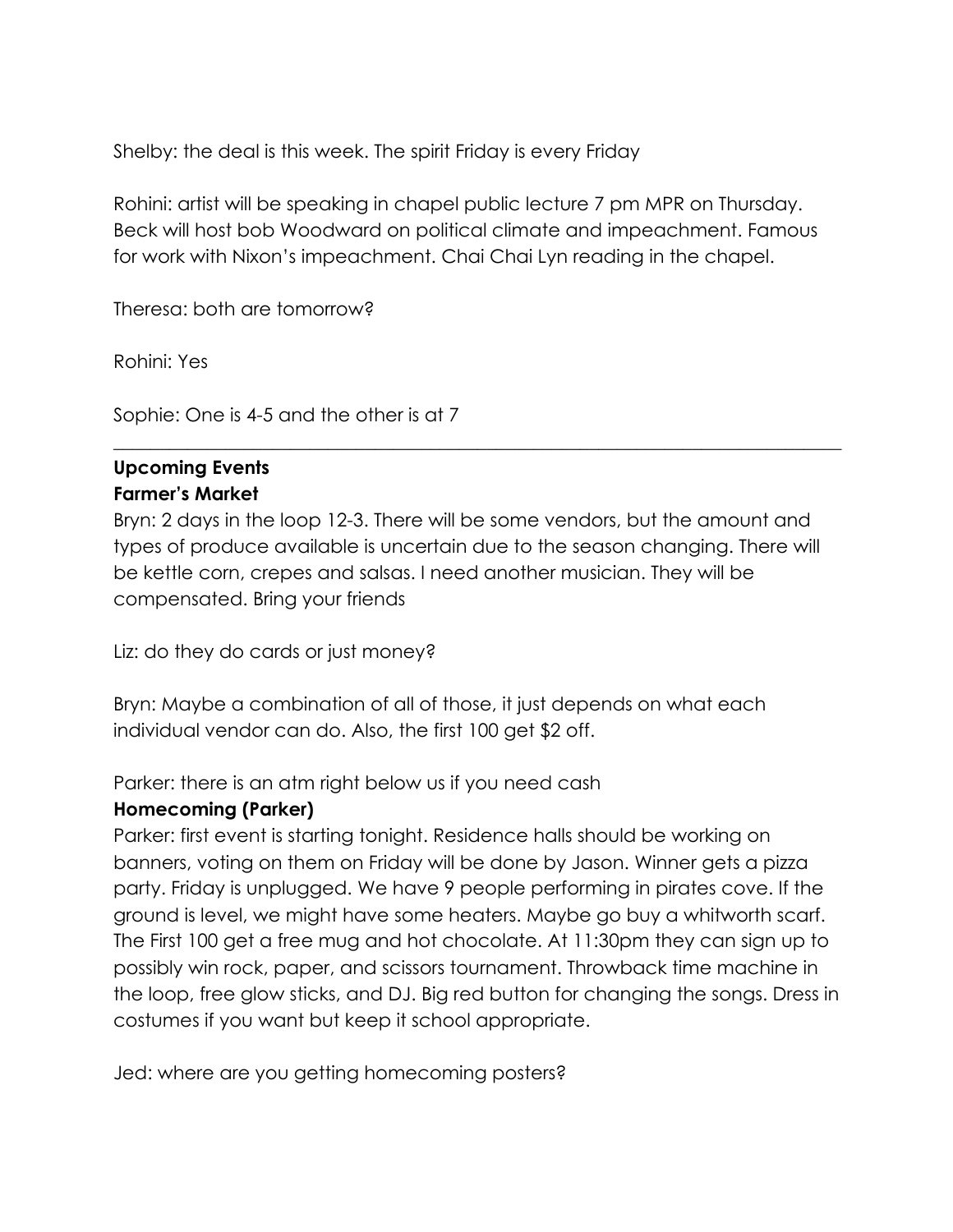Shelby: the deal is this week. The spirit Friday is every Friday

Rohini: artist will be speaking in chapel public lecture 7 pm MPR on Thursday. Beck will host bob Woodward on political climate and impeachment. Famous for work with Nixon's impeachment. Chai Chai Lyn reading in the chapel.

Theresa: both are tomorrow?

Rohini: Yes

Sophie: One is 4-5 and the other is at 7

---

**Upcoming Events**

**Farmer's Market**

Bryn: 2 days in the loop 12-3. There will be some vendors, but the amount and types of produce available is uncertain due to the season changing. There will be kettle corn, crepes and salsas. I need another musician. They will be compensated. Bring your friends

Liz: do they do cards or just money?

Bryn: Maybe a combination of all of those, it just depends on what each individual vendor can do. Also, the first 100 get $2 off.

Parker: there is an atm right below us if you need cash

**Homecoming (Parker)**

Parker: first event is starting tonight. Residence halls should be working on banners, voting on them on Friday will be done by Jason. Winner gets a pizza party. Friday is unplugged. We have 9 people performing in pirates cove. If the ground is level, we might have some heaters. Maybe go buy a whitworth scarf. The First 100 get a free mug and hot chocolate. At 11:30pm they can sign up to possibly win rock, paper, and scissors tournament. Throwback time machine in the loop, free glow sticks, and DJ. Big red button for changing the songs. Dress in costumes if you want but keep it school appropriate.

Jed: where are you getting homecoming posters?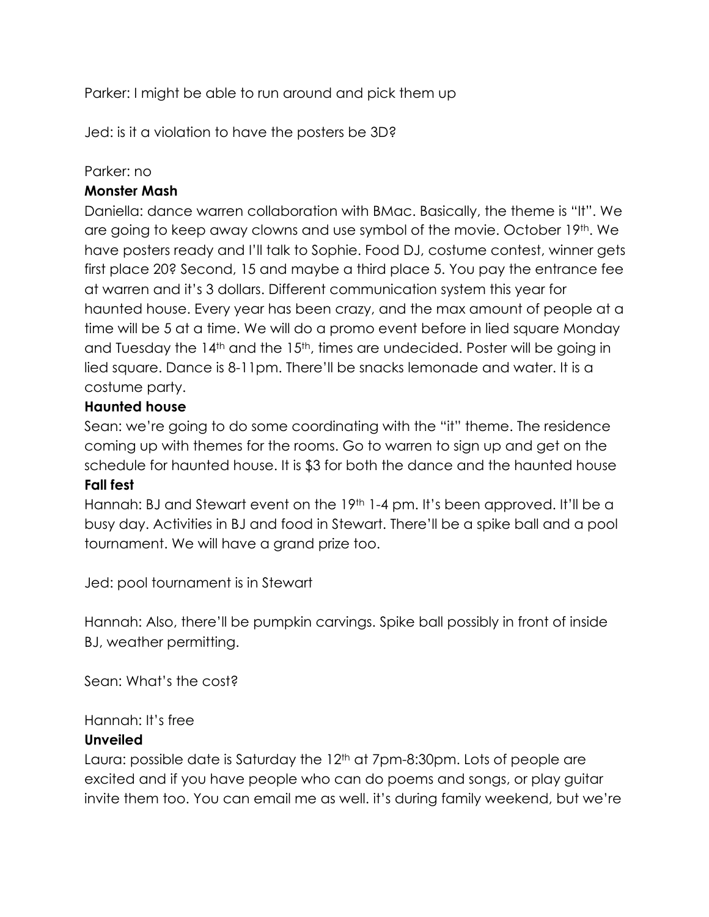Parker: I might be able to run around and pick them up

Jed: is it a violation to have the posters be 3D?

Parker: no

**Monster Mash**

Daniella: dance warren collaboration with BMac. Basically, the theme is "It". We are going to keep away clowns and use symbol of the movie. October 19th. We have posters ready and I'll talk to Sophie. Food DJ, costume contest, winner gets first place 20? Second, 15 and maybe a third place 5. You pay the entrance fee at warren and it's 3 dollars. Different communication system this year for haunted house. Every year has been crazy, and the max amount of people at a time will be 5 at a time. We will do a promo event before in lied square Monday and Tuesday the 14th and the 15th, times are undecided. Poster will be going in lied square. Dance is 8-11pm. There'll be snacks lemonade and water. It is a costume party.

**Haunted house**

Sean: we're going to do some coordinating with the "it" theme. The residence coming up with themes for the rooms. Go to warren to sign up and get on the schedule for haunted house. It is $3 for both the dance and the haunted house

**Fall fest**

Hannah: BJ and Stewart event on the 19th 1-4 pm. It's been approved. It'll be a busy day. Activities in BJ and food in Stewart. There'll be a spike ball and a pool tournament. We will have a grand prize too.

Jed: pool tournament is in Stewart

Hannah: Also, there'll be pumpkin carvings. Spike ball possibly in front of inside BJ, weather permitting.

Sean: What's the cost?

Hannah: It's free

**Unveiled**

Laura: possible date is Saturday the 12th at 7pm-8:30pm. Lots of people are excited and if you have people who can do poems and songs, or play guitar invite them too. You can email me as well. it's during family weekend, but we're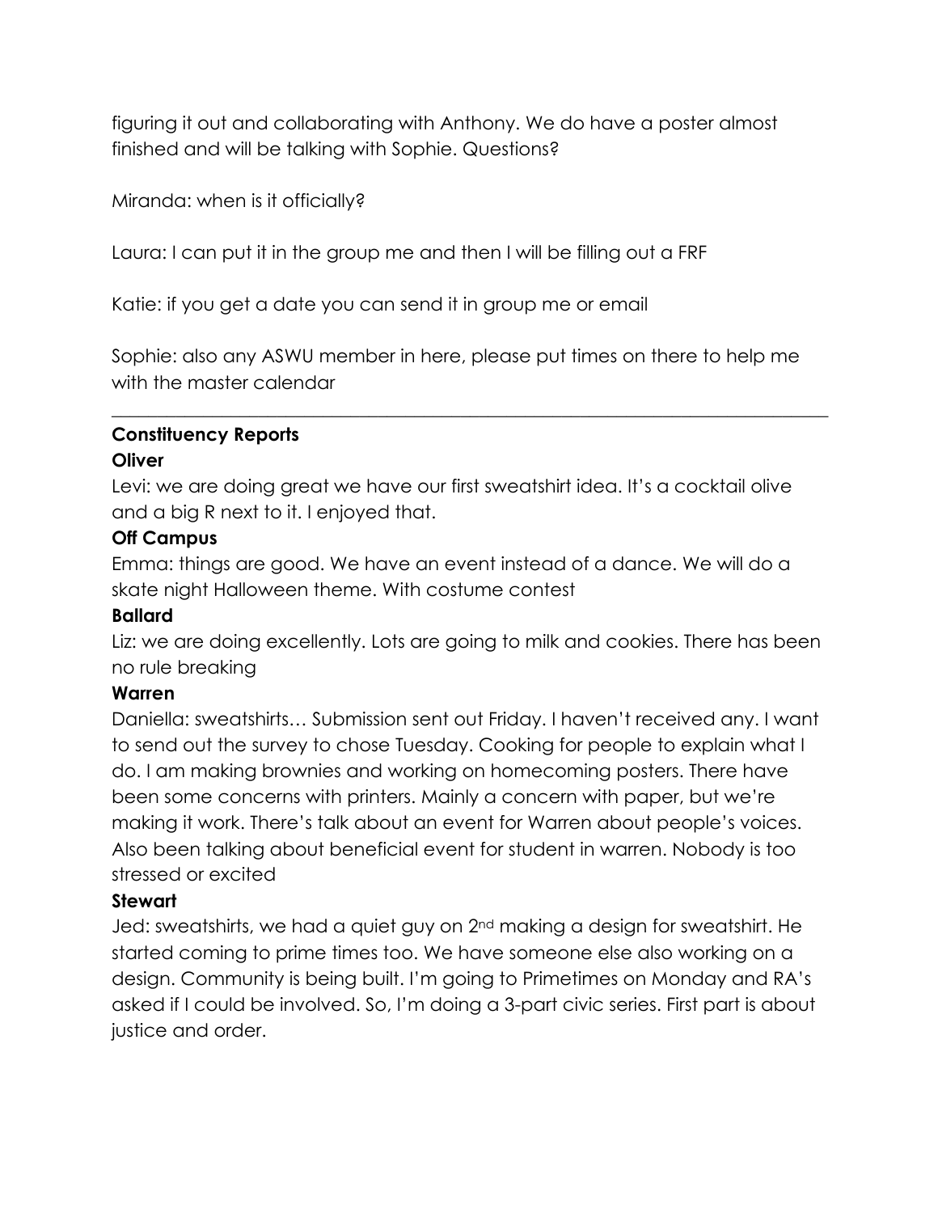figuring it out and collaborating with Anthony. We do have a poster almost finished and will be talking with Sophie. Questions?

Miranda: when is it officially?

Laura: I can put it in the group me and then I will be filling out a FRF

Katie: if you get a date you can send it in group me or email

Sophie: also any ASWU member in here, please put times on there to help me with the master calendar

---

**Constituency Reports**

**Oliver**

Levi: we are doing great we have our first sweatshirt idea. It's a cocktail olive and a big R next to it. I enjoyed that.

**Off Campus**

Emma: things are good. We have an event instead of a dance. We will do a skate night Halloween theme. With costume contest

**Ballard**

Liz: we are doing excellently. Lots are going to milk and cookies. There has been no rule breaking

**Warren**

Daniella: sweatshirts… Submission sent out Friday. I haven't received any. I want to send out the survey to chose Tuesday. Cooking for people to explain what I do. I am making brownies and working on homecoming posters. There have been some concerns with printers. Mainly a concern with paper, but we're making it work. There's talk about an event for Warren about people's voices. Also been talking about beneficial event for student in warren. Nobody is too stressed or excited

**Stewart**

Jed: sweatshirts, we had a quiet guy on 2nd making a design for sweatshirt. He started coming to prime times too. We have someone else also working on a design. Community is being built. I'm going to Primetimes on Monday and RA's asked if I could be involved. So, I'm doing a 3-part civic series. First part is about justice and order.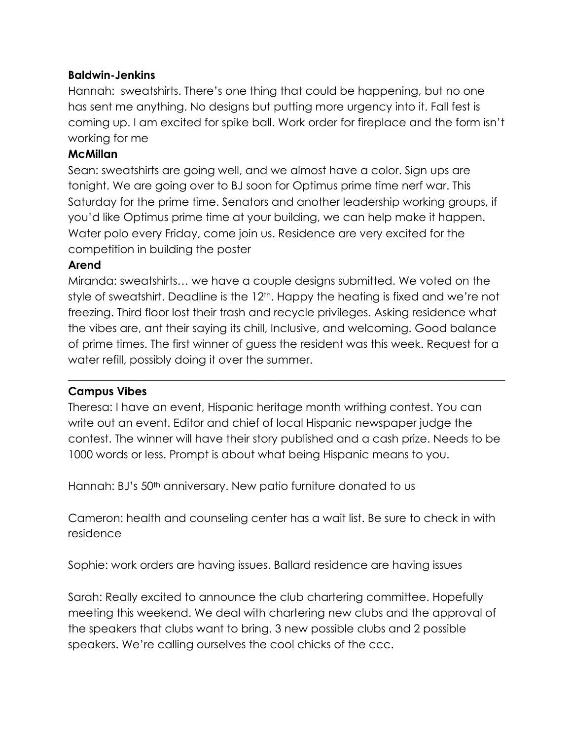**Baldwin-Jenkins**

Hannah: sweatshirts. There's one thing that could be happening, but no one has sent me anything. No designs but putting more urgency into it. Fall fest is coming up. I am excited for spike ball. Work order for fireplace and the form isn't working for me

**McMillan**

Sean: sweatshirts are going well, and we almost have a color. Sign ups are tonight. We are going over to BJ soon for Optimus prime time nerf war. This Saturday for the prime time. Senators and another leadership working groups, if you'd like Optimus prime time at your building, we can help make it happen. Water polo every Friday, come join us. Residence are very excited for the competition in building the poster

**Arend**

Miranda: sweatshirts… we have a couple designs submitted. We voted on the style of sweatshirt. Deadline is the 12th. Happy the heating is fixed and we're not freezing. Third floor lost their trash and recycle privileges. Asking residence what the vibes are, ant their saying its chill, Inclusive, and welcoming. Good balance of prime times. The first winner of guess the resident was this week. Request for a water refill, possibly doing it over the summer.

---

**Campus Vibes**

Theresa: I have an event, Hispanic heritage month writhing contest. You can write out an event. Editor and chief of local Hispanic newspaper judge the contest. The winner will have their story published and a cash prize. Needs to be 1000 words or less. Prompt is about what being Hispanic means to you.

Hannah: BJ's 50th anniversary. New patio furniture donated to us

Cameron: health and counseling center has a wait list. Be sure to check in with residence

Sophie: work orders are having issues. Ballard residence are having issues

Sarah: Really excited to announce the club chartering committee. Hopefully meeting this weekend. We deal with chartering new clubs and the approval of the speakers that clubs want to bring. 3 new possible clubs and 2 possible speakers. We're calling ourselves the cool chicks of the ccc.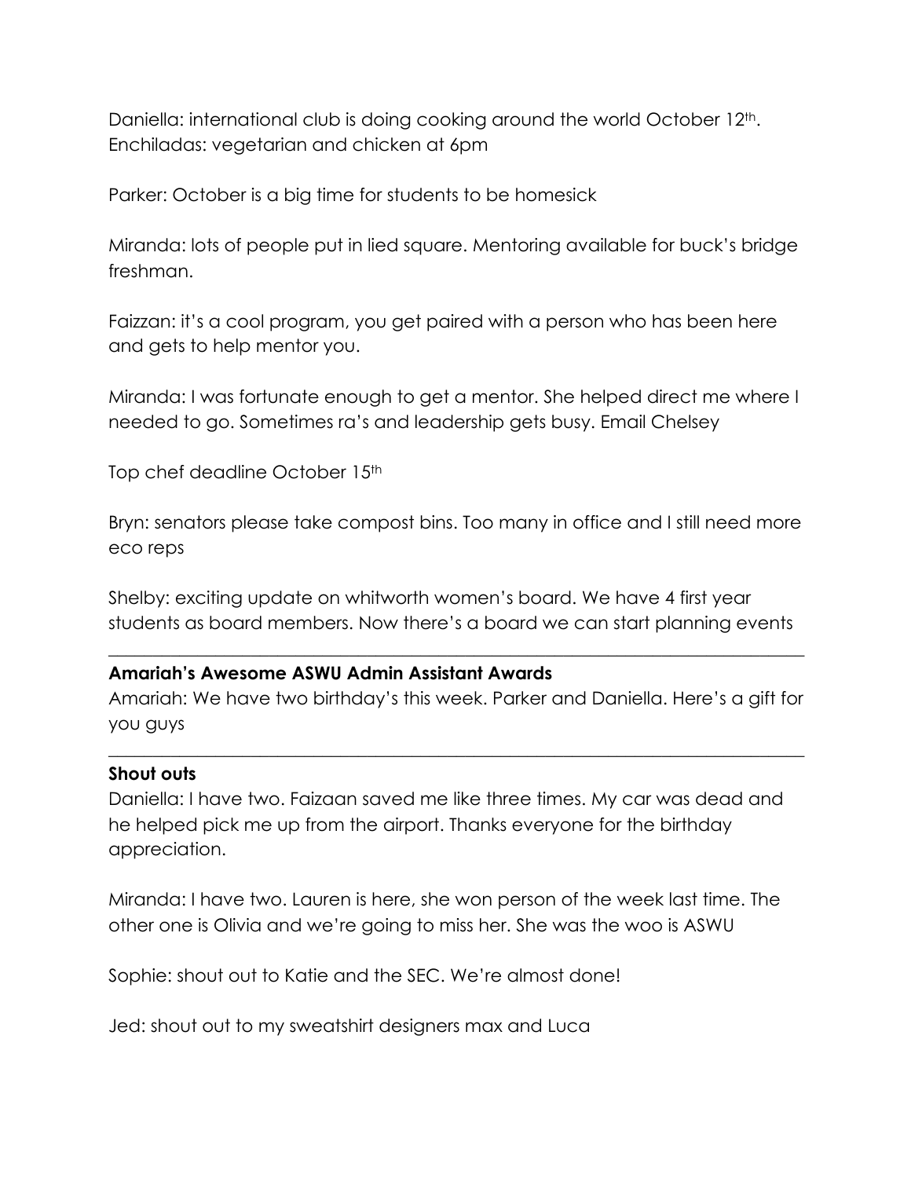Daniella: international club is doing cooking around the world October 12th. Enchiladas: vegetarian and chicken at 6pm

Parker: October is a big time for students to be homesick

Miranda: lots of people put in lied square. Mentoring available for buck's bridge freshman.

Faizzan: it's a cool program, you get paired with a person who has been here and gets to help mentor you.

Miranda: I was fortunate enough to get a mentor. She helped direct me where I needed to go. Sometimes ra's and leadership gets busy. Email Chelsey

Top chef deadline October 15th

Bryn: senators please take compost bins. Too many in office and I still need more eco reps

Shelby: exciting update on whitworth women's board. We have 4 first year students as board members. Now there's a board we can start planning events

---

**Amariah's Awesome ASWU Admin Assistant Awards**

Amariah: We have two birthday's this week. Parker and Daniella. Here's a gift for you guys

---

**Shout outs**

Daniella: I have two. Faizaan saved me like three times. My car was dead and he helped pick me up from the airport. Thanks everyone for the birthday appreciation.

Miranda: I have two. Lauren is here, she won person of the week last time. The other one is Olivia and we're going to miss her. She was the woo is ASWU

Sophie: shout out to Katie and the SEC. We're almost done!

Jed: shout out to my sweatshirt designers max and Luca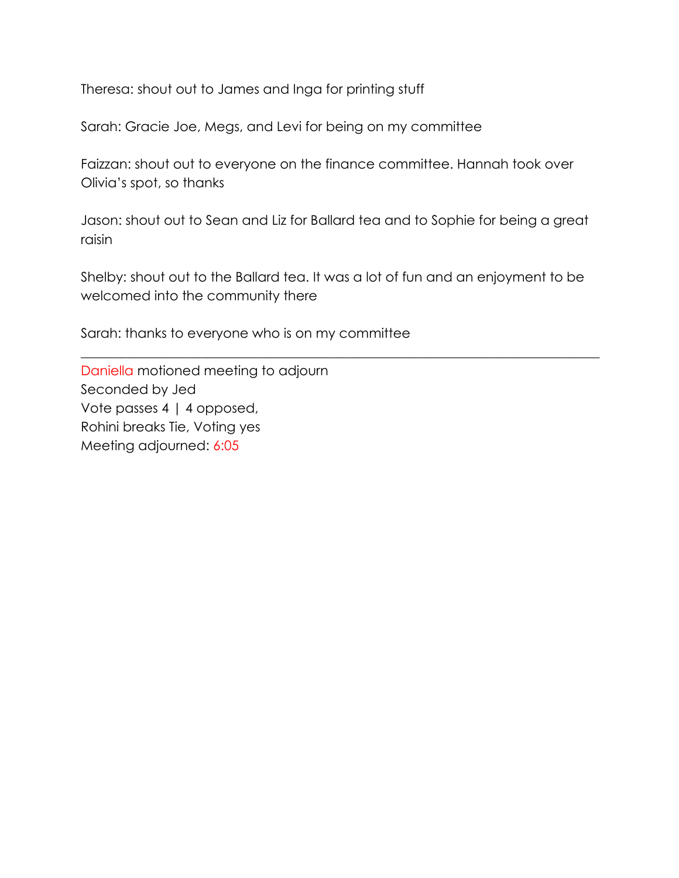Theresa: shout out to James and Inga for printing stuff

Sarah: Gracie Joe, Megs, and Levi for being on my committee

Faizzan: shout out to everyone on the finance committee. Hannah took over Olivia's spot, so thanks

Jason: shout out to Sean and Liz for Ballard tea and to Sophie for being a great raisin

Shelby: shout out to the Ballard tea. It was a lot of fun and an enjoyment to be welcomed into the community there

Sarah: thanks to everyone who is on my committee

---

Daniella motioned meeting to adjourn  
Seconded by Jed  
Vote passes 4 | 4 opposed,  
Rohini breaks Tie, Voting yes  
Meeting adjourned: 6:05